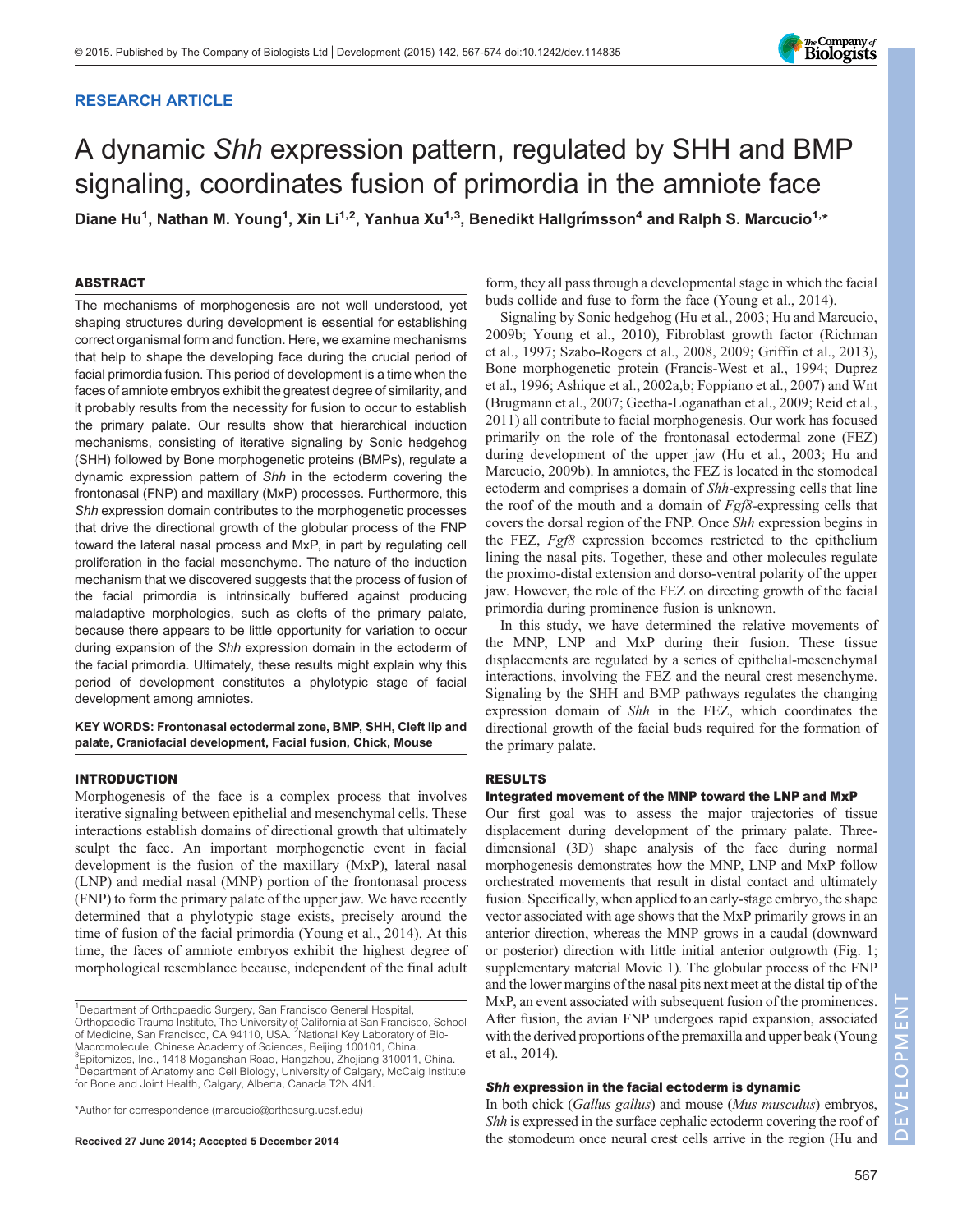RESEARCH ARTICLE

# A dynamic *Shh* expression pattern, regulated by SHH and BMP signaling, coordinates fusion of primordia in the amniote face

**Diane Hu[1], Nathan M. Young[1], Xin Li[1,2], Yanhua Xu[1,3], Benedikt Hallgrímsson[4] and Ralph S. Marcucio[1,*]**

## ABSTRACT

The mechanisms of morphogenesis are not well understood, yet shaping structures during development is essential for establishing correct organismal form and function. Here, we examine mechanisms that help to shape the developing face during the crucial period of facial primordia fusion. This period of development is a time when the faces of amniote embryos exhibit the greatest degree of similarity, and it probably results from the necessity for fusion to occur to establish the primary palate. Our results show that hierarchical induction mechanisms, consisting of iterative signaling by Sonic hedgehog (SHH) followed by Bone morphogenetic proteins (BMPs), regulate a dynamic expression pattern of *Shh* in the ectoderm covering the frontonasal (FNP) and maxillary (MxP) processes. Furthermore, this *Shh* expression domain contributes to the morphogenetic processes that drive the directional growth of the globular process of the FNP toward the lateral nasal process and MxP, in part by regulating cell proliferation in the facial mesenchyme. The nature of the induction mechanism that we discovered suggests that the process of fusion of the facial primordia is intrinsically buffered against producing maladaptive morphologies, such as clefts of the primary palate, because there appears to be little opportunity for variation to occur during expansion of the *Shh* expression domain in the ectoderm of the facial primordia. Ultimately, these results might explain why this period of development constitutes a phylotypic stage of facial development among amniotes.

**KEY WORDS: Frontonasal ectodermal zone, BMP, SHH, Cleft lip and palate, Craniofacial development, Facial fusion, Chick, Mouse**

## INTRODUCTION

Morphogenesis of the face is a complex process that involves iterative signaling between epithelial and mesenchymal cells. These interactions establish domains of directional growth that ultimately sculpt the face. An important morphogenetic event in facial development is the fusion of the maxillary (MxP), lateral nasal (LNP) and medial nasal (MNP) portion of the frontonasal process (FNP) to form the primary palate of the upper jaw. We have recently determined that a phylotypic stage exists, precisely around the time of fusion of the facial primordia (Young et al., 2014). At this time, the faces of amniote embryos exhibit the highest degree of morphological resemblance because, independent of the final adult form, they all pass through a developmental stage in which the facial buds collide and fuse to form the face (Young et al., 2014).

Signaling by Sonic hedgehog (Hu et al., 2003; Hu and Marcucio, 2009b; Young et al., 2010), Fibroblast growth factor (Richman et al., 1997; Szabo-Rogers et al., 2008, 2009; Griffin et al., 2013), Bone morphogenetic protein (Francis-West et al., 1994; Duprez et al., 1996; Ashique et al., 2002a,b; Foppiano et al., 2007) and Wnt (Brugmann et al., 2007; Geetha-Loganathan et al., 2009; Reid et al., 2011) all contribute to facial morphogenesis. Our work has focused primarily on the role of the frontonasal ectodermal zone (FEZ) during development of the upper jaw (Hu et al., 2003; Hu and Marcucio, 2009b). In amniotes, the FEZ is located in the stomodeal ectoderm and comprises a domain of *Shh*-expressing cells that line the roof of the mouth and a domain of *Fgf8*-expressing cells that covers the dorsal region of the FNP. Once *Shh* expression begins in the FEZ, *Fgf8* expression becomes restricted to the epithelium lining the nasal pits. Together, these and other molecules regulate the proximo-distal extension and dorso-ventral polarity of the upper jaw. However, the role of the FEZ on directing growth of the facial primordia during prominence fusion is unknown.

In this study, we have determined the relative movements of the MNP, LNP and MxP during their fusion. These tissue displacements are regulated by a series of epithelial-mesenchymal interactions, involving the FEZ and the neural crest mesenchyme. Signaling by the SHH and BMP pathways regulates the changing expression domain of *Shh* in the FEZ, which coordinates the directional growth of the facial buds required for the formation of the primary palate.

## RESULTS

### Integrated movement of the MNP toward the LNP and MxP

Our first goal was to assess the major trajectories of tissue displacement during development of the primary palate. Three-dimensional (3D) shape analysis of the face during normal morphogenesis demonstrates how the MNP, LNP and MxP follow orchestrated movements that result in distal contact and ultimately fusion. Specifically, when applied to an early-stage embryo, the shape vector associated with age shows that the MxP primarily grows in an anterior direction, whereas the MNP grows in a caudal (downward or posterior) direction with little initial anterior outgrowth (Fig. 1; supplementary material Movie 1). The globular process of the FNP and the lower margins of the nasal pits next meet at the distal tip of the MxP, an event associated with subsequent fusion of the prominences. After fusion, the avian FNP undergoes rapid expansion, associated with the derived proportions of the premaxilla and upper beak (Young et al., 2014).

### *Shh* expression in the facial ectoderm is dynamic

In both chick (*Gallus gallus*) and mouse (*Mus musculus*) embryos, *Shh* is expressed in the surface cephalic ectoderm covering the roof of the stomodeum once neural crest cells arrive in the region (Hu and

[1]Department of Orthopaedic Surgery, San Francisco General Hospital, Orthopaedic Trauma Institute, The University of California at San Francisco, School of Medicine, San Francisco, CA 94110, USA. [2]National Key Laboratory of Bio-Macromolecule, Chinese Academy of Sciences, Beijing 100101, China. [3]Epitomizes, Inc., 1418 Moganshan Road, Hangzhou, Zhejiang 310011, China. [4]Department of Anatomy and Cell Biology, University of Calgary, McCaig Institute for Bone and Joint Health, Calgary, Alberta, Canada T2N 4N1.

*Author for correspondence (marcucio@orthosurg.ucsf.edu)

Received 27 June 2014; Accepted 5 December 2014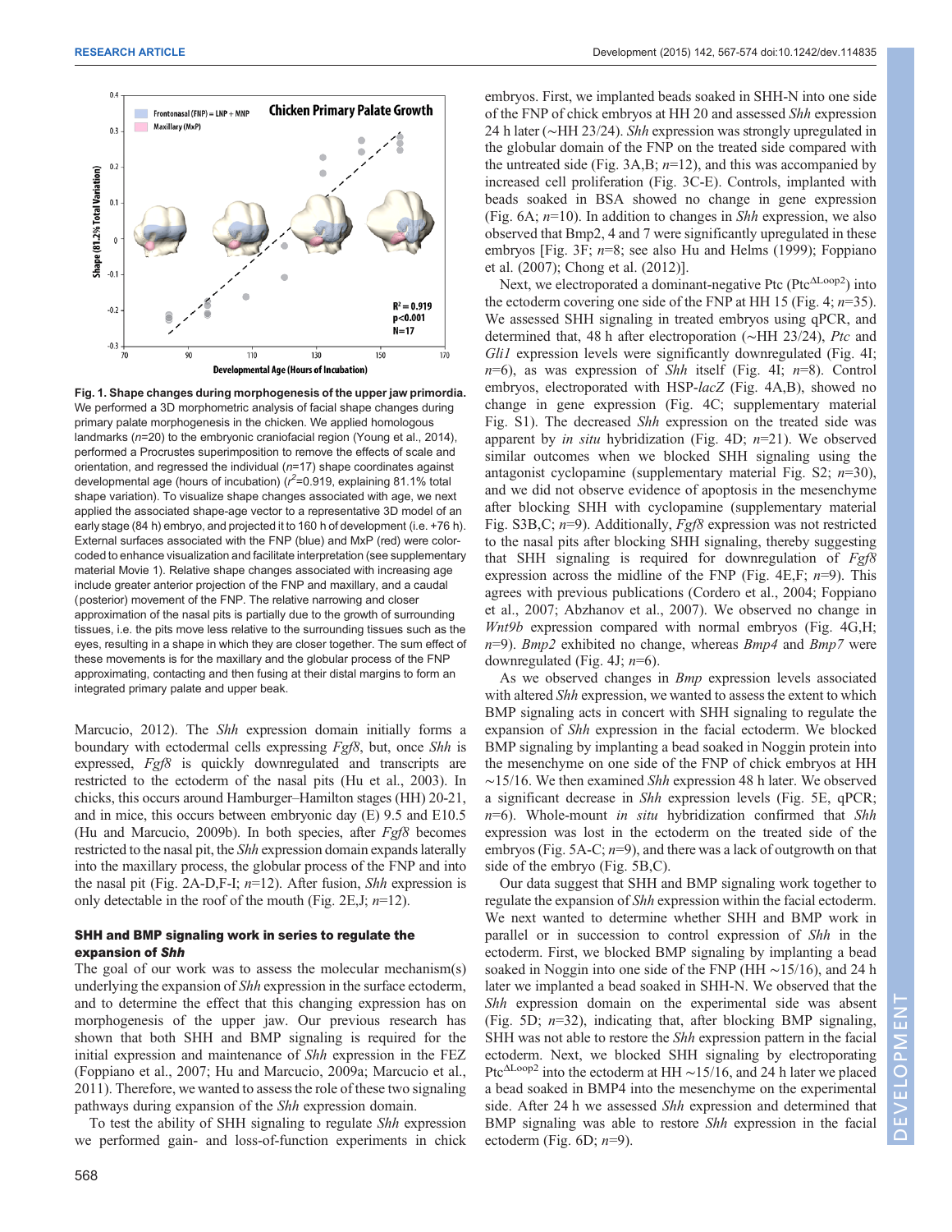**Fig. 1. Shape changes during morphogenesis of the upper jaw primordia.** We performed a 3D morphometric analysis of facial shape changes during primary palate morphogenesis in the chicken. We applied homologous landmarks (*n*=20) to the embryonic craniofacial region (Young et al., 2014), performed a Procrustes superimposition to remove the effects of scale and orientation, and regressed the individual (*n*=17) shape coordinates against developmental age (hours of incubation) ($r^2$=0.919, explaining 81.1% total shape variation). To visualize shape changes associated with age, we next applied the associated shape-age vector to a representative 3D model of an early stage (84 h) embryo, and projected it to 160 h of development (i.e. +76 h). External surfaces associated with the FNP (blue) and MxP (red) were color-coded to enhance visualization and facilitate interpretation (see supplementary material Movie 1). Relative shape changes associated with increasing age include greater anterior projection of the FNP and maxillary, and a caudal (posterior) movement of the FNP. The relative narrowing and closer approximation of the nasal pits is partially due to the growth of surrounding tissues, i.e. the pits move less relative to the surrounding tissues such as the eyes, resulting in a shape in which they are closer together. The sum effect of these movements is for the maxillary and the globular process of the FNP approximating, contacting and then fusing at their distal margins to form an integrated primary palate and upper beak.

Marcucio, 2012). The *Shh* expression domain initially forms a boundary with ectodermal cells expressing *Fgf8*, but, once *Shh* is expressed, *Fgf8* is quickly downregulated and transcripts are restricted to the ectoderm of the nasal pits (Hu et al., 2003). In chicks, this occurs around Hamburger–Hamilton stages (HH) 20-21, and in mice, this occurs between embryonic day (E) 9.5 and E10.5 (Hu and Marcucio, 2009b). In both species, after *Fgf8* becomes restricted to the nasal pit, the *Shh* expression domain expands laterally into the maxillary process, the globular process of the FNP and into the nasal pit (Fig. 2A-D,F-I; *n*=12). After fusion, *Shh* expression is only detectable in the roof of the mouth (Fig. 2E,J; *n*=12).

### SHH and BMP signaling work in series to regulate the expansion of *Shh*

The goal of our work was to assess the molecular mechanism(s) underlying the expansion of *Shh* expression in the surface ectoderm, and to determine the effect that this changing expression has on morphogenesis of the upper jaw. Our previous research has shown that both SHH and BMP signaling is required for the initial expression and maintenance of *Shh* expression in the FEZ (Foppiano et al., 2007; Hu and Marcucio, 2009a; Marcucio et al., 2011). Therefore, we wanted to assess the role of these two signaling pathways during expansion of the *Shh* expression domain.

To test the ability of SHH signaling to regulate *Shh* expression we performed gain- and loss-of-function experiments in chick embryos. First, we implanted beads soaked in SHH-N into one side of the FNP of chick embryos at HH 20 and assessed *Shh* expression 24 h later (~HH 23/24). *Shh* expression was strongly upregulated in the globular domain of the FNP on the treated side compared with the untreated side (Fig. 3A,B; *n*=12), and this was accompanied by increased cell proliferation (Fig. 3C-E). Controls, implanted with beads soaked in BSA showed no change in gene expression (Fig. 6A; *n*=10). In addition to changes in *Shh* expression, we also observed that Bmp2, 4 and 7 were significantly upregulated in these embryos [Fig. 3F; *n*=8; see also Hu and Helms (1999); Foppiano et al. (2007); Chong et al. (2012)].

Next, we electroporated a dominant-negative Ptc ($\text{Ptc}^{\Delta\text{Loop2}}$) into the ectoderm covering one side of the FNP at HH 15 (Fig. 4; *n*=35). We assessed SHH signaling in treated embryos using qPCR, and determined that, 48 h after electroporation (~HH 23/24), *Ptc* and *Gli1* expression levels were significantly downregulated (Fig. 4I; *n*=6), as was expression of *Shh* itself (Fig. 4I; *n*=8). Control embryos, electroporated with HSP-*lacZ* (Fig. 4A,B), showed no change in gene expression (Fig. 4C; supplementary material Fig. S1). The decreased *Shh* expression on the treated side was apparent by *in situ* hybridization (Fig. 4D; *n*=21). We observed similar outcomes when we blocked SHH signaling using the antagonist cyclopamine (supplementary material Fig. S2; *n*=30), and we did not observe evidence of apoptosis in the mesenchyme after blocking SHH with cyclopamine (supplementary material Fig. S3B,C; *n*=9). Additionally, *Fgf8* expression was not restricted to the nasal pits after blocking SHH signaling, thereby suggesting that SHH signaling is required for downregulation of *Fgf8* expression across the midline of the FNP (Fig. 4E,F; *n*=9). This agrees with previous publications (Cordero et al., 2004; Foppiano et al., 2007; Abzhanov et al., 2007). We observed no change in *Wnt9b* expression compared with normal embryos (Fig. 4G,H; *n*=9). *Bmp2* exhibited no change, whereas *Bmp4* and *Bmp7* were downregulated (Fig. 4J; *n*=6).

As we observed changes in *Bmp* expression levels associated with altered *Shh* expression, we wanted to assess the extent to which BMP signaling acts in concert with SHH signaling to regulate the expansion of *Shh* expression in the facial ectoderm. We blocked BMP signaling by implanting a bead soaked in Noggin protein into the mesenchyme on one side of the FNP of chick embryos at HH ~15/16. We then examined *Shh* expression 48 h later. We observed a significant decrease in *Shh* expression levels (Fig. 5E, qPCR; *n*=6). Whole-mount *in situ* hybridization confirmed that *Shh* expression was lost in the ectoderm on the treated side of the embryos (Fig. 5A-C; *n*=9), and there was a lack of outgrowth on that side of the embryo (Fig. 5B,C).

Our data suggest that SHH and BMP signaling work together to regulate the expansion of *Shh* expression within the facial ectoderm. We next wanted to determine whether SHH and BMP work in parallel or in succession to control expression of *Shh* in the ectoderm. First, we blocked BMP signaling by implanting a bead soaked in Noggin into one side of the FNP (HH ~15/16), and 24 h later we implanted a bead soaked in SHH-N. We observed that the *Shh* expression domain on the experimental side was absent (Fig. 5D; *n*=32), indicating that, after blocking BMP signaling, SHH was not able to restore the *Shh* expression pattern in the facial ectoderm. Next, we blocked SHH signaling by electroporating $\text{Ptc}^{\Delta\text{Loop2}}$ into the ectoderm at HH ~15/16, and 24 h later we placed a bead soaked in BMP4 into the mesenchyme on the experimental side. After 24 h we assessed *Shh* expression and determined that BMP signaling was able to restore *Shh* expression in the facial ectoderm (Fig. 6D; *n*=9).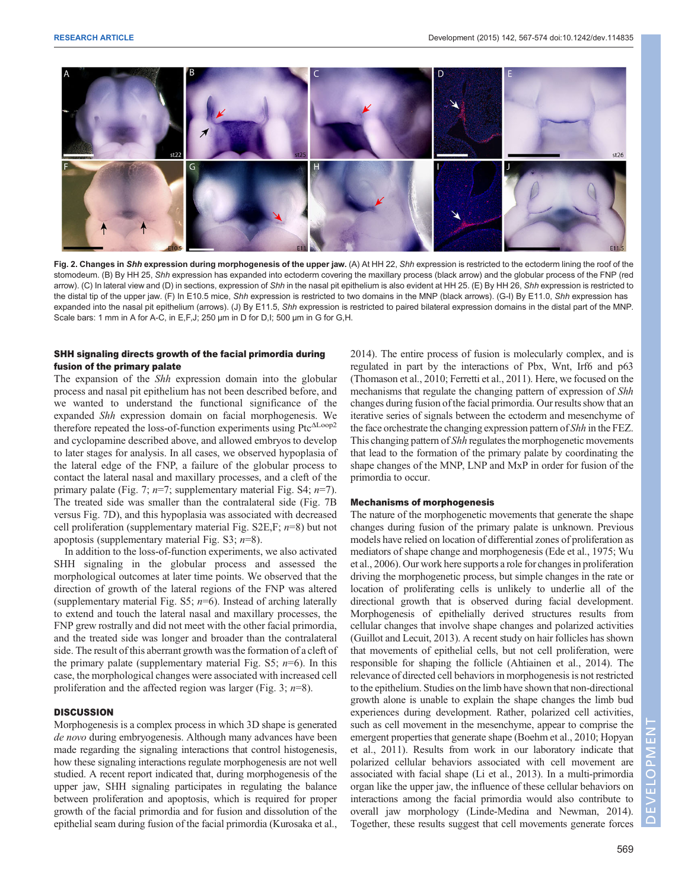**Fig. 2. Changes in *Shh* expression during morphogenesis of the upper jaw.** (A) At HH 22, *Shh* expression is restricted to the ectoderm lining the roof of the stomodeum. (B) By HH 25, *Shh* expression has expanded into ectoderm covering the maxillary process (black arrow) and the globular process of the FNP (red arrow). (C) In lateral view and (D) in sections, expression of *Shh* in the nasal pit epithelium is also evident at HH 25. (E) By HH 26, *Shh* expression is restricted to the distal tip of the upper jaw. (F) In E10.5 mice, *Shh* expression is restricted to two domains in the MNP (black arrows). (G-I) By E11.0, *Shh* expression has expanded into the nasal pit epithelium (arrows). (J) By E11.5, *Shh* expression is restricted to paired bilateral expression domains in the distal part of the MNP. Scale bars: 1 mm in A for A-C, in E,F,J; 250 µm in D for D,I; 500 µm in G for G,H.

### SHH signaling directs growth of the facial primordia during fusion of the primary palate

The expansion of the *Shh* expression domain into the globular process and nasal pit epithelium has not been described before, and we wanted to understand the functional significance of the expanded *Shh* expression domain on facial morphogenesis. We therefore repeated the loss-of-function experiments using Ptc$^{\Delta Loop2}$ and cyclopamine described above, and allowed embryos to develop to later stages for analysis. In all cases, we observed hypoplasia of the lateral edge of the FNP, a failure of the globular process to contact the lateral nasal and maxillary processes, and a cleft of the primary palate (Fig. 7; *n*=7; supplementary material Fig. S4; *n*=7). The treated side was smaller than the contralateral side (Fig. 7B versus Fig. 7D), and this hypoplasia was associated with decreased cell proliferation (supplementary material Fig. S2E,F; *n*=8) but not apoptosis (supplementary material Fig. S3; *n*=8).

In addition to the loss-of-function experiments, we also activated SHH signaling in the globular process and assessed the morphological outcomes at later time points. We observed that the direction of growth of the lateral regions of the FNP was altered (supplementary material Fig. S5; *n*=6). Instead of arching laterally to extend and touch the lateral nasal and maxillary processes, the FNP grew rostrally and did not meet with the other facial primordia, and the treated side was longer and broader than the contralateral side. The result of this aberrant growth was the formation of a cleft of the primary palate (supplementary material Fig. S5; *n*=6). In this case, the morphological changes were associated with increased cell proliferation and the affected region was larger (Fig. 3; *n*=8).

## DISCUSSION

Morphogenesis is a complex process in which 3D shape is generated *de novo* during embryogenesis. Although many advances have been made regarding the signaling interactions that control histogenesis, how these signaling interactions regulate morphogenesis are not well studied. A recent report indicated that, during morphogenesis of the upper jaw, SHH signaling participates in regulating the balance between proliferation and apoptosis, which is required for proper growth of the facial primordia and for fusion and dissolution of the epithelial seam during fusion of the facial primordia (Kurosaka et al., 2014). The entire process of fusion is molecularly complex, and is regulated in part by the interactions of Pbx, Wnt, Irf6 and p63 (Thomason et al., 2010; Ferretti et al., 2011). Here, we focused on the mechanisms that regulate the changing pattern of expression of *Shh* during fusion of the facial primordia. Our results show that an iterative series of signals between the ectoderm and mesenchyme of the face orchestrate the changing expression pattern of *Shh* in the FEZ. This changing pattern of *Shh* regulates the morphogenetic movements that lead to the formation of the primary palate by coordinating the shape changes of the MNP, LNP and MxP in order for fusion of the primordia to occur.

### Mechanisms of morphogenesis

The nature of the morphogenetic movements that generate the shape changes during fusion of the primary palate is unknown. Previous models have relied on location of differential zones of proliferation as mediators of shape change and morphogenesis (Ede et al., 1975; Wu et al., 2006). Our work here supports a role for changes in proliferation driving the morphogenetic process, but simple changes in the rate or location of proliferating cells is unlikely to underlie all of the directional growth that is observed during facial development. Morphogenesis of epithelially derived structures results from cellular changes that involve shape changes and polarized activities (Guillot and Lecuit, 2013). A recent study on hair follicles has shown that movements of epithelial cells, but not cell proliferation, were responsible for shaping the follicle (Ahtiainen et al., 2014). The relevance of directed cell behaviors in morphogenesis is not restricted to the epithelium. Studies on the limb have shown that non-directional growth alone is unable to explain the shape changes the limb bud experiences during development. Rather, polarized cell activities, such as cell movement in the mesenchyme, appear to comprise the emergent properties that generate shape (Boehm et al., 2010; Hopyan et al., 2011). Results from work in our laboratory indicate that polarized cellular behaviors associated with cell movement are associated with facial shape (Li et al., 2013). In a multi-primordia organ like the upper jaw, the influence of these cellular behaviors on interactions among the facial primordia would also contribute to overall jaw morphology (Linde-Medina and Newman, 2014). Together, these results suggest that cell movements generate forces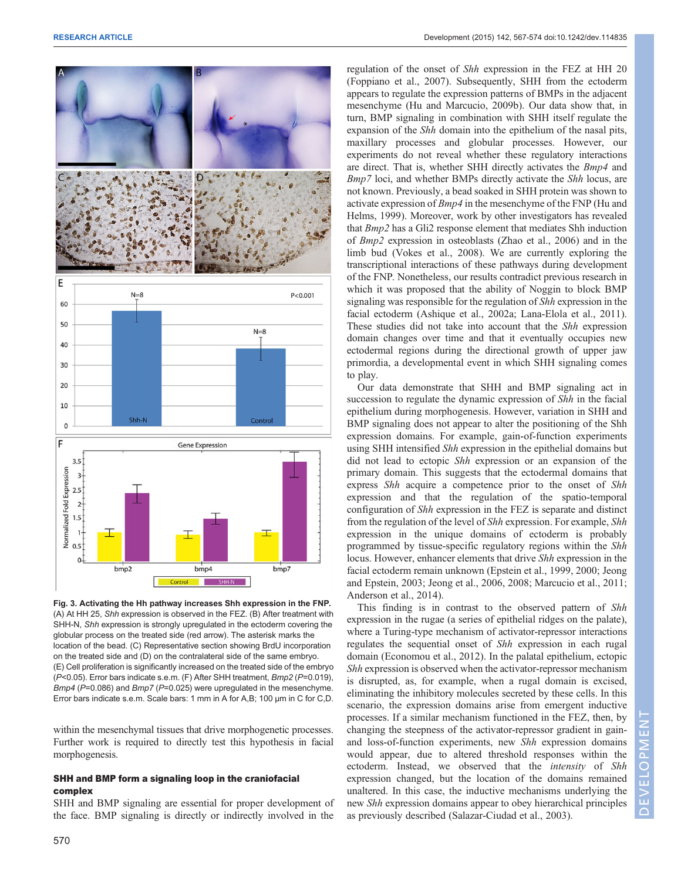**Fig. 3. Activating the Hh pathway increases Shh expression in the FNP.** (A) At HH 25, *Shh* expression is observed in the FEZ. (B) After treatment with SHH-N, *Shh* expression is strongly upregulated in the ectoderm covering the globular process on the treated side (red arrow). The asterisk marks the location of the bead. (C) Representative section showing BrdU incorporation on the treated side and (D) on the contralateral side of the same embryo. (E) Cell proliferation is significantly increased on the treated side of the embryo ($P<0.05$). Error bars indicate s.e.m. (F) After SHH treatment, *Bmp2* ($P=0.019$), *Bmp4* ($P=0.086$) and *Bmp7* ($P=0.025$) were upregulated in the mesenchyme. Error bars indicate s.e.m. Scale bars: 1 mm in A for A,B; 100 µm in C for C,D.

within the mesenchymal tissues that drive morphogenetic processes. Further work is required to directly test this hypothesis in facial morphogenesis.

### SHH and BMP form a signaling loop in the craniofacial complex

SHH and BMP signaling are essential for proper development of the face. BMP signaling is directly or indirectly involved in the regulation of the onset of *Shh* expression in the FEZ at HH 20 (Foppiano et al., 2007). Subsequently, SHH from the ectoderm appears to regulate the expression patterns of BMPs in the adjacent mesenchyme (Hu and Marcucio, 2009b). Our data show that, in turn, BMP signaling in combination with SHH itself regulate the expansion of the *Shh* domain into the epithelium of the nasal pits, maxillary processes and globular processes. However, our experiments do not reveal whether these regulatory interactions are direct. That is, whether SHH directly activates the *Bmp4* and *Bmp7* loci, and whether BMPs directly activate the *Shh* locus, are not known. Previously, a bead soaked in SHH protein was shown to activate expression of *Bmp4* in the mesenchyme of the FNP (Hu and Helms, 1999). Moreover, work by other investigators has revealed that *Bmp2* has a Gli2 response element that mediates Shh induction of *Bmp2* expression in osteoblasts (Zhao et al., 2006) and in the limb bud (Vokes et al., 2008). We are currently exploring the transcriptional interactions of these pathways during development of the FNP. Nonetheless, our results contradict previous research in which it was proposed that the ability of Noggin to block BMP signaling was responsible for the regulation of *Shh* expression in the facial ectoderm (Ashique et al., 2002a; Lana-Elola et al., 2011). These studies did not take into account that the *Shh* expression domain changes over time and that it eventually occupies new ectodermal regions during the directional growth of upper jaw primordia, a developmental event in which SHH signaling comes to play.

Our data demonstrate that SHH and BMP signaling act in succession to regulate the dynamic expression of *Shh* in the facial epithelium during morphogenesis. However, variation in SHH and BMP signaling does not appear to alter the positioning of the Shh expression domains. For example, gain-of-function experiments using SHH intensified *Shh* expression in the epithelial domains but did not lead to ectopic *Shh* expression or an expansion of the primary domain. This suggests that the ectodermal domains that express *Shh* acquire a competence prior to the onset of *Shh* expression and that the regulation of the spatio-temporal configuration of *Shh* expression in the FEZ is separate and distinct from the regulation of the level of *Shh* expression. For example, *Shh* expression in the unique domains of ectoderm is probably programmed by tissue-specific regulatory regions within the *Shh* locus. However, enhancer elements that drive *Shh* expression in the facial ectoderm remain unknown (Epstein et al., 1999, 2000; Jeong and Epstein, 2003; Jeong et al., 2006, 2008; Marcucio et al., 2011; Anderson et al., 2014).

This finding is in contrast to the observed pattern of *Shh* expression in the rugae (a series of epithelial ridges on the palate), where a Turing-type mechanism of activator-repressor interactions regulates the sequential onset of *Shh* expression in each rugal domain (Economou et al., 2012). In the palatal epithelium, ectopic *Shh* expression is observed when the activator-repressor mechanism is disrupted, as, for example, when a rugal domain is excised, eliminating the inhibitory molecules secreted by these cells. In this scenario, the expression domains arise from emergent inductive processes. If a similar mechanism functioned in the FEZ, then, by changing the steepness of the activator-repressor gradient in gain- and loss-of-function experiments, new *Shh* expression domains would appear, due to altered threshold responses within the ectoderm. Instead, we observed that the *intensity* of *Shh* expression changed, but the location of the domains remained unaltered. In this case, the inductive mechanisms underlying the new *Shh* expression domains appear to obey hierarchical principles as previously described (Salazar-Ciudad et al., 2003).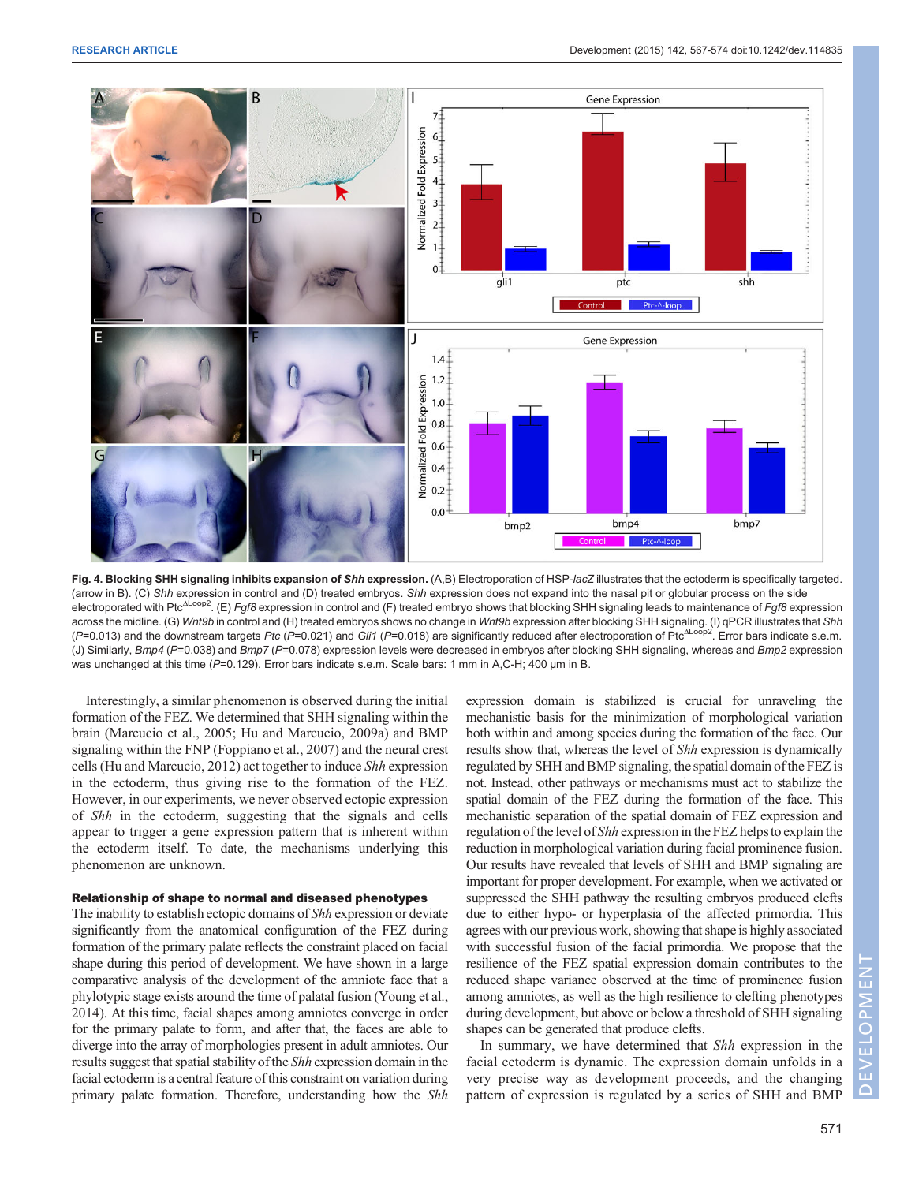**Fig. 4. Blocking SHH signaling inhibits expansion of *Shh* expression.** (A,B) Electroporation of HSP-*lacZ* illustrates that the ectoderm is specifically targeted. (arrow in B). (C) *Shh* expression in control and (D) treated embryos. *Shh* expression does not expand into the nasal pit or globular process on the side electroporated with Ptc$^{\Delta Loop2}$. (E) *Fgf8* expression in control and (F) treated embryo shows that blocking SHH signaling leads to maintenance of *Fgf8* expression across the midline. (G) *Wnt9b* in control and (H) treated embryos shows no change in *Wnt9b* expression after blocking SHH signaling. (I) qPCR illustrates that *Shh* ($P$=0.013) and the downstream targets *Ptc* ($P$=0.021) and *Gli1* ($P$=0.018) are significantly reduced after electroporation of Ptc$^{\Delta Loop2}$. Error bars indicate s.e.m. (J) Similarly, *Bmp4* ($P$=0.038) and *Bmp7* ($P$=0.078) expression levels were decreased in embryos after blocking SHH signaling, whereas and *Bmp2* expression was unchanged at this time ($P$=0.129). Error bars indicate s.e.m. Scale bars: 1 mm in A,C-H; 400 μm in B.

Interestingly, a similar phenomenon is observed during the initial formation of the FEZ. We determined that SHH signaling within the brain (Marcucio et al., 2005; Hu and Marcucio, 2009a) and BMP signaling within the FNP (Foppiano et al., 2007) and the neural crest cells (Hu and Marcucio, 2012) act together to induce *Shh* expression in the ectoderm, thus giving rise to the formation of the FEZ. However, in our experiments, we never observed ectopic expression of *Shh* in the ectoderm, suggesting that the signals and cells appear to trigger a gene expression pattern that is inherent within the ectoderm itself. To date, the mechanisms underlying this phenomenon are unknown.

### Relationship of shape to normal and diseased phenotypes

The inability to establish ectopic domains of *Shh* expression or deviate significantly from the anatomical configuration of the FEZ during formation of the primary palate reflects the constraint placed on facial shape during this period of development. We have shown in a large comparative analysis of the development of the amniote face that a phylotypic stage exists around the time of palatal fusion (Young et al., 2014). At this time, facial shapes among amniotes converge in order for the primary palate to form, and after that, the faces are able to diverge into the array of morphologies present in adult amniotes. Our results suggest that spatial stability of the *Shh* expression domain in the facial ectoderm is a central feature of this constraint on variation during primary palate formation. Therefore, understanding how the *Shh* expression domain is stabilized is crucial for unraveling the mechanistic basis for the minimization of morphological variation both within and among species during the formation of the face. Our results show that, whereas the level of *Shh* expression is dynamically regulated by SHH and BMP signaling, the spatial domain of the FEZ is not. Instead, other pathways or mechanisms must act to stabilize the spatial domain of the FEZ during the formation of the face. This mechanistic separation of the spatial domain of FEZ expression and regulation of the level of *Shh* expression in the FEZ helps to explain the reduction in morphological variation during facial prominence fusion. Our results have revealed that levels of SHH and BMP signaling are important for proper development. For example, when we activated or suppressed the SHH pathway the resulting embryos produced clefts due to either hypo- or hyperplasia of the affected primordia. This agrees with our previous work, showing that shape is highly associated with successful fusion of the facial primordia. We propose that the resilience of the FEZ spatial expression domain contributes to the reduced shape variance observed at the time of prominence fusion among amniotes, as well as the high resilience to clefting phenotypes during development, but above or below a threshold of SHH signaling shapes can be generated that produce clefts.

In summary, we have determined that *Shh* expression in the facial ectoderm is dynamic. The expression domain unfolds in a very precise way as development proceeds, and the changing pattern of expression is regulated by a series of SHH and BMP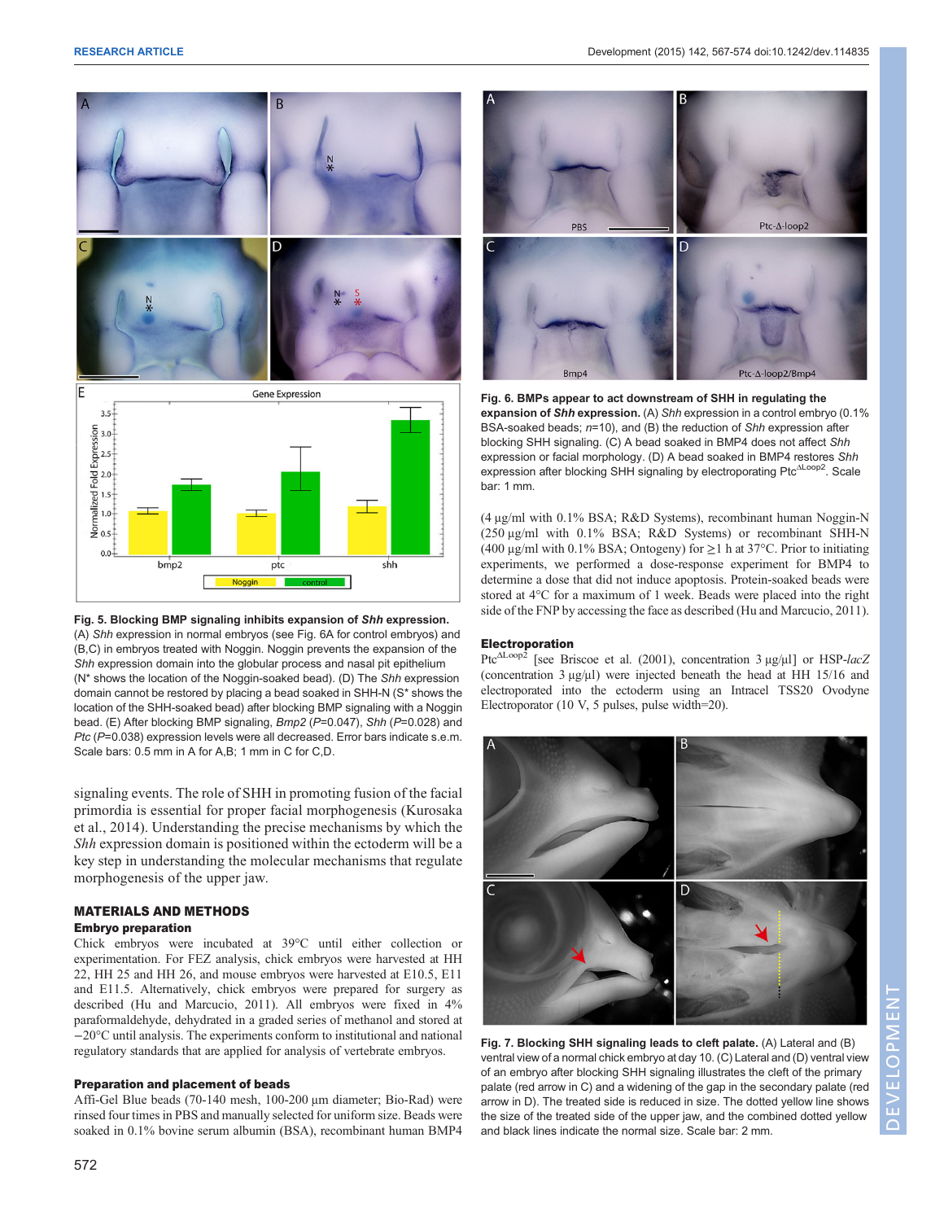Fig. 5. Blocking BMP signaling inhibits expansion of *Shh* expression. (A) *Shh* expression in normal embryos (see Fig. 6A for control embryos) and (B,C) in embryos treated with Noggin. Noggin prevents the expansion of the *Shh* expression domain into the globular process and nasal pit epithelium (N* shows the location of the Noggin-soaked bead). (D) The *Shh* expression domain cannot be restored by placing a bead soaked in SHH-N (S* shows the location of the SHH-soaked bead) after blocking BMP signaling with a Noggin bead. (E) After blocking BMP signaling, *Bmp2* ($P$=0.047), *Shh* ($P$=0.028) and *Ptc* ($P$=0.038) expression levels were all decreased. Error bars indicate s.e.m. Scale bars: 0.5 mm in A for A,B; 1 mm in C for C,D.

signaling events. The role of SHH in promoting fusion of the facial primordia is essential for proper facial morphogenesis (Kurosaka et al., 2014). Understanding the precise mechanisms by which the *Shh* expression domain is positioned within the ectoderm will be a key step in understanding the molecular mechanisms that regulate morphogenesis of the upper jaw.

## MATERIALS AND METHODS

### Embryo preparation

Chick embryos were incubated at 39°C until either collection or experimentation. For FEZ analysis, chick embryos were harvested at HH 22, HH 25 and HH 26, and mouse embryos were harvested at E10.5, E11 and E11.5. Alternatively, chick embryos were prepared for surgery as described (Hu and Marcucio, 2011). All embryos were fixed in 4% paraformaldehyde, dehydrated in a graded series of methanol and stored at −20°C until analysis. The experiments conform to institutional and national regulatory standards that are applied for analysis of vertebrate embryos.

### Preparation and placement of beads

Affi-Gel Blue beads (70-140 mesh, 100-200 µm diameter; Bio-Rad) were rinsed four times in PBS and manually selected for uniform size. Beads were soaked in 0.1% bovine serum albumin (BSA), recombinant human BMP4 (4 µg/ml with 0.1% BSA; R&D Systems), recombinant human Noggin-N (250 µg/ml with 0.1% BSA; R&D Systems) or recombinant SHH-N (400 µg/ml with 0.1% BSA; Ontogeny) for ≥1 h at 37°C. Prior to initiating experiments, we performed a dose-response experiment for BMP4 to determine a dose that did not induce apoptosis. Protein-soaked beads were stored at 4°C for a maximum of 1 week. Beads were placed into the right side of the FNP by accessing the face as described (Hu and Marcucio, 2011).

### Electroporation

Ptc$^{\Delta Loop2}$ [see Briscoe et al. (2001), concentration 3 µg/µl] or HSP-*lacZ* (concentration 3 µg/µl) were injected beneath the head at HH 15/16 and electroporated into the ectoderm using an Intracel TSS20 Ovodyne Electroporator (10 V, 5 pulses, pulse width=20).

Fig. 6. BMPs appear to act downstream of SHH in regulating the expansion of *Shh* expression. (A) *Shh* expression in a control embryo (0.1% BSA-soaked beads; $n$=10), and (B) the reduction of *Shh* expression after blocking SHH signaling. (C) A bead soaked in BMP4 does not affect *Shh* expression or facial morphology. (D) A bead soaked in BMP4 restores *Shh* expression after blocking SHH signaling by electroporating Ptc$^{\Delta Loop2}$. Scale bar: 1 mm.

Fig. 7. Blocking SHH signaling leads to cleft palate. (A) Lateral and (B) ventral view of a normal chick embryo at day 10. (C) Lateral and (D) ventral view of an embryo after blocking SHH signaling illustrates the cleft of the primary palate (red arrow in C) and a widening of the gap in the secondary palate (red arrow in D). The treated side is reduced in size. The dotted yellow line shows the size of the treated side of the upper jaw, and the combined dotted yellow and black lines indicate the normal size. Scale bar: 2 mm.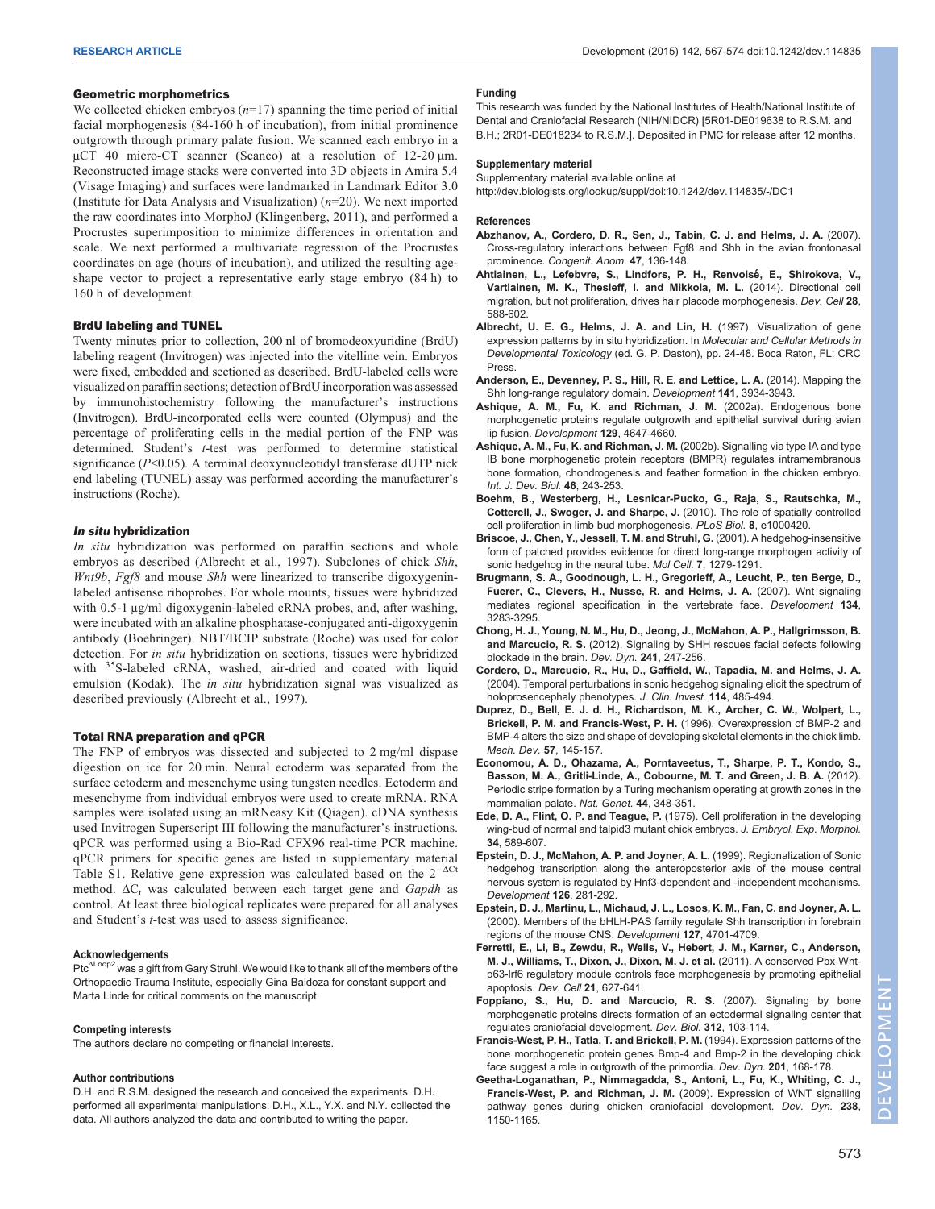### Geometric morphometrics

We collected chicken embryos ($n$=17) spanning the time period of initial facial morphogenesis (84-160 h of incubation), from initial prominence outgrowth through primary palate fusion. We scanned each embryo in a μCT 40 micro-CT scanner (Scanco) at a resolution of 12-20 μm. Reconstructed image stacks were converted into 3D objects in Amira 5.4 (Visage Imaging) and surfaces were landmarked in Landmark Editor 3.0 (Institute for Data Analysis and Visualization) ($n$=20). We next imported the raw coordinates into MorphoJ (Klingenberg, 2011), and performed a Procrustes superimposition to minimize differences in orientation and scale. We next performed a multivariate regression of the Procrustes coordinates on age (hours of incubation), and utilized the resulting age-shape vector to project a representative early stage embryo (84 h) to 160 h of development.

### BrdU labeling and TUNEL

Twenty minutes prior to collection, 200 nl of bromodeoxyuridine (BrdU) labeling reagent (Invitrogen) was injected into the vitelline vein. Embryos were fixed, embedded and sectioned as described. BrdU-labeled cells were visualized on paraffin sections; detection of BrdU incorporation was assessed by immunohistochemistry following the manufacturer's instructions (Invitrogen). BrdU-incorporated cells were counted (Olympus) and the percentage of proliferating cells in the medial portion of the FNP was determined. Student's $t$-test was performed to determine statistical significance ($P$<0.05). A terminal deoxynucleotidyl transferase dUTP nick end labeling (TUNEL) assay was performed according the manufacturer's instructions (Roche).

### *In situ* hybridization

*In situ* hybridization was performed on paraffin sections and whole embryos as described (Albrecht et al., 1997). Subclones of chick *Shh*, *Wnt9b*, *Fgf8* and mouse *Shh* were linearized to transcribe digoxygenin-labeled antisense riboprobes. For whole mounts, tissues were hybridized with 0.5-1 μg/ml digoxygenin-labeled cRNA probes, and, after washing, were incubated with an alkaline phosphatase-conjugated anti-digoxygenin antibody (Boehringer). NBT/BCIP substrate (Roche) was used for color detection. For *in situ* hybridization on sections, tissues were hybridized with $^{35}$S-labeled cRNA, washed, air-dried and coated with liquid emulsion (Kodak). The *in situ* hybridization signal was visualized as described previously (Albrecht et al., 1997).

### Total RNA preparation and qPCR

The FNP of embryos was dissected and subjected to 2 mg/ml dispase digestion on ice for 20 min. Neural ectoderm was separated from the surface ectoderm and mesenchyme using tungsten needles. Ectoderm and mesenchyme from individual embryos were used to create mRNA. RNA samples were isolated using an mRNeasy Kit (Qiagen). cDNA synthesis used Invitrogen Superscript III following the manufacturer's instructions. qPCR was performed using a Bio-Rad CFX96 real-time PCR machine. qPCR primers for specific genes are listed in supplementary material Table S1. Relative gene expression was calculated based on the $2^{-\Delta Ct}$ method. $\Delta C_t$ was calculated between each target gene and *Gapdh* as control. At least three biological replicates were prepared for all analyses and Student's $t$-test was used to assess significance.

#### Acknowledgements

Ptc$^{\Delta Loop2}$ was a gift from Gary Struhl. We would like to thank all of the members of the Orthopaedic Trauma Institute, especially Gina Baldoza for constant support and Marta Linde for critical comments on the manuscript.

#### Competing interests

The authors declare no competing or financial interests.

#### Author contributions

D.H. and R.S.M. designed the research and conceived the experiments. D.H. performed all experimental manipulations. D.H., X.L., Y.X. and N.Y. collected the data. All authors analyzed the data and contributed to writing the paper.

#### Funding

This research was funded by the National Institutes of Health/National Institute of Dental and Craniofacial Research (NIH/NIDCR) [5R01-DE019638 to R.S.M. and B.H.; 2R01-DE018234 to R.S.M.]. Deposited in PMC for release after 12 months.

#### Supplementary material

Supplementary material available online at
http://dev.biologists.org/lookup/suppl/doi:10.1242/dev.114835/-/DC1

#### References

**Abzhanov, A., Cordero, D. R., Sen, J., Tabin, C. J. and Helms, J. A.** (2007). Cross-regulatory interactions between Fgf8 and Shh in the avian frontonasal prominence. *Congenit. Anom.* **47**, 136-148.

**Ahtiainen, L., Lefebvre, S., Lindfors, P. H., Renvoisé, E., Shirokova, V., Vartiainen, M. K., Thesleff, I. and Mikkola, M. L.** (2014). Directional cell migration, but not proliferation, drives hair placode morphogenesis. *Dev. Cell* **28**, 588-602.

**Albrecht, U. E. G., Helms, J. A. and Lin, H.** (1997). Visualization of gene expression patterns by in situ hybridization. In *Molecular and Cellular Methods in Developmental Toxicology* (ed. G. P. Daston), pp. 24-48. Boca Raton, FL: CRC Press.

**Anderson, E., Devenney, P. S., Hill, R. E. and Lettice, L. A.** (2014). Mapping the Shh long-range regulatory domain. *Development* **141**, 3934-3943.

**Ashique, A. M., Fu, K. and Richman, J. M.** (2002a). Endogenous bone morphogenetic proteins regulate outgrowth and epithelial survival during avian lip fusion. *Development* **129**, 4647-4660.

**Ashique, A. M., Fu, K. and Richman, J. M.** (2002b). Signalling via type IA and type IB bone morphogenetic protein receptors (BMPR) regulates intramembranous bone formation, chondrogenesis and feather formation in the chicken embryo. *Int. J. Dev. Biol.* **46**, 243-253.

**Boehm, B., Westerberg, H., Lesnicar-Pucko, G., Raja, S., Rautschka, M., Cotterell, J., Swoger, J. and Sharpe, J.** (2010). The role of spatially controlled cell proliferation in limb bud morphogenesis. *PLoS Biol.* **8**, e1000420.

**Briscoe, J., Chen, Y., Jessell, T. M. and Struhl, G.** (2001). A hedgehog-insensitive form of patched provides evidence for direct long-range morphogen activity of sonic hedgehog in the neural tube. *Mol Cell.* **7**, 1279-1291.

**Brugmann, S. A., Goodnough, L. H., Gregorieff, A., Leucht, P., ten Berge, D., Fuerer, C., Clevers, H., Nusse, R. and Helms, J. A.** (2007). Wnt signaling mediates regional specification in the vertebrate face. *Development* **134**, 3283-3295.

**Chong, H. J., Young, N. M., Hu, D., Jeong, J., McMahon, A. P., Hallgrimsson, B. and Marcucio, R. S.** (2012). Signaling by SHH rescues facial defects following blockade in the brain. *Dev. Dyn.* **241**, 247-256.

**Cordero, D., Marcucio, R., Hu, D., Gaffield, W., Tapadia, M. and Helms, J. A.** (2004). Temporal perturbations in sonic hedgehog signaling elicit the spectrum of holoprosencephaly phenotypes. *J. Clin. Invest.* **114**, 485-494.

**Duprez, D., Bell, E. J. d. H., Richardson, M. K., Archer, C. W., Wolpert, L., Brickell, P. M. and Francis-West, P. H.** (1996). Overexpression of BMP-2 and BMP-4 alters the size and shape of developing skeletal elements in the chick limb. *Mech. Dev.* **57**, 145-157.

**Economou, A. D., Ohazama, A., Porntaveetus, T., Sharpe, P. T., Kondo, S., Basson, M. A., Gritli-Linde, A., Cobourne, M. T. and Green, J. B. A.** (2012). Periodic stripe formation by a Turing mechanism operating at growth zones in the mammalian palate. *Nat. Genet.* **44**, 348-351.

**Ede, D. A., Flint, O. P. and Teague, P.** (1975). Cell proliferation in the developing wing-bud of normal and talpid3 mutant chick embryos. *J. Embryol. Exp. Morphol.* **34**, 589-607.

**Epstein, D. J., McMahon, A. P. and Joyner, A. L.** (1999). Regionalization of Sonic hedgehog transcription along the anteroposterior axis of the mouse central nervous system is regulated by Hnf3-dependent and -independent mechanisms. *Development* **126**, 281-292.

**Epstein, D. J., Martinu, L., Michaud, J. L., Losos, K. M., Fan, C. and Joyner, A. L.** (2000). Members of the bHLH-PAS family regulate Shh transcription in forebrain regions of the mouse CNS. *Development* **127**, 4701-4709.

**Ferretti, E., Li, B., Zewdu, R., Wells, V., Hebert, J. M., Karner, C., Anderson, M. J., Williams, T., Dixon, J., Dixon, M. J. et al.** (2011). A conserved Pbx-Wnt-p63-Irf6 regulatory module controls face morphogenesis by promoting epithelial apoptosis. *Dev. Cell* **21**, 627-641.

**Foppiano, S., Hu, D. and Marcucio, R. S.** (2007). Signaling by bone morphogenetic proteins directs formation of an ectodermal signaling center that regulates craniofacial development. *Dev. Biol.* **312**, 103-114.

**Francis-West, P. H., Tatla, T. and Brickell, P. M.** (1994). Expression patterns of the bone morphogenetic protein genes Bmp-4 and Bmp-2 in the developing chick face suggest a role in outgrowth of the primordia. *Dev. Dyn.* **201**, 168-178.

**Geetha-Loganathan, P., Nimmagadda, S., Antoni, L., Fu, K., Whiting, C. J., Francis-West, P. and Richman, J. M.** (2009). Expression of WNT signalling pathway genes during chicken craniofacial development. *Dev. Dyn.* **238**, 1150-1165.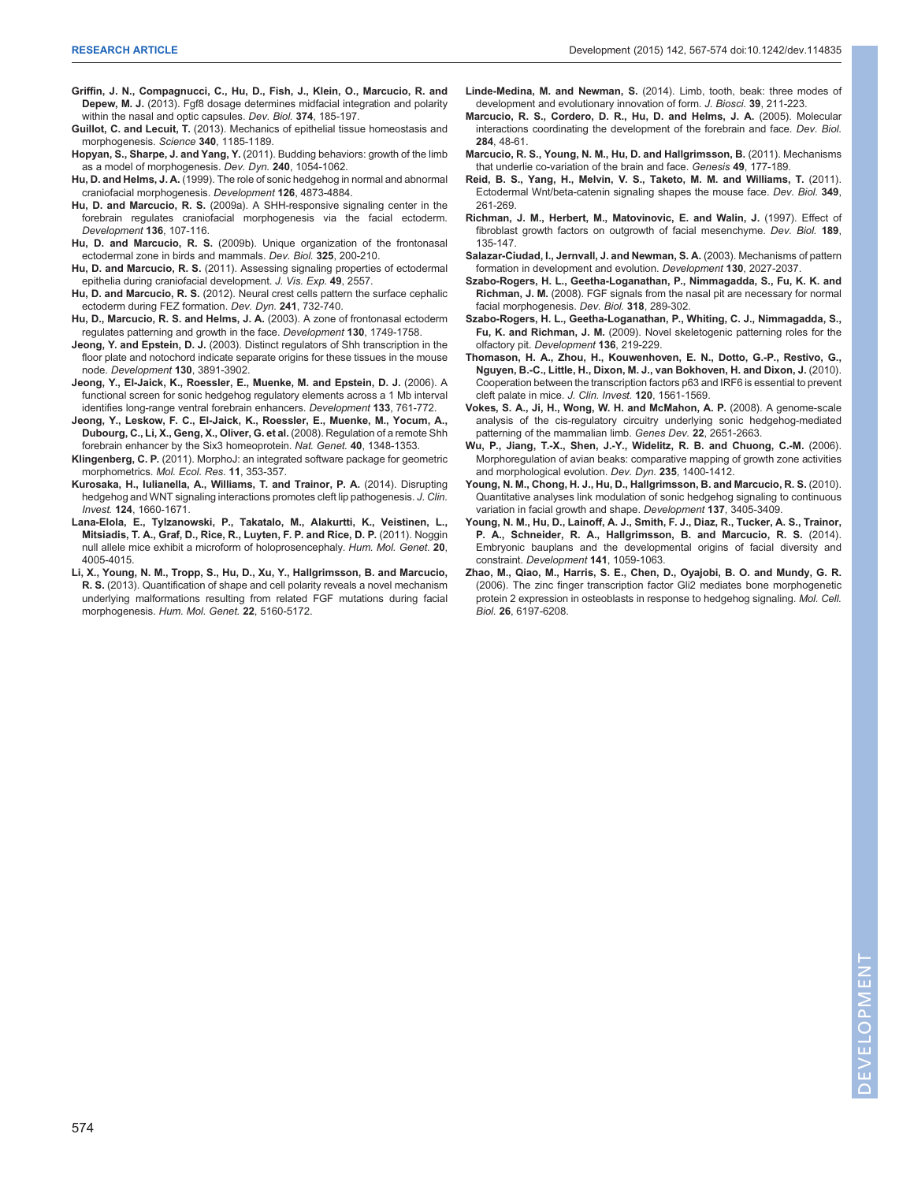**Griffin, J. N., Compagnucci, C., Hu, D., Fish, J., Klein, O., Marcucio, R. and Depew, M. J.** (2013). Fgf8 dosage determines midfacial integration and polarity within the nasal and optic capsules. *Dev. Biol.* **374**, 185-197.

**Guillot, C. and Lecuit, T.** (2013). Mechanics of epithelial tissue homeostasis and morphogenesis. *Science* **340**, 1185-1189.

**Hopyan, S., Sharpe, J. and Yang, Y.** (2011). Budding behaviors: growth of the limb as a model of morphogenesis. *Dev. Dyn.* **240**, 1054-1062.

**Hu, D. and Helms, J. A.** (1999). The role of sonic hedgehog in normal and abnormal craniofacial morphogenesis. *Development* **126**, 4873-4884.

**Hu, D. and Marcucio, R. S.** (2009a). A SHH-responsive signaling center in the forebrain regulates craniofacial morphogenesis via the facial ectoderm. *Development* **136**, 107-116.

**Hu, D. and Marcucio, R. S.** (2009b). Unique organization of the frontonasal ectodermal zone in birds and mammals. *Dev. Biol.* **325**, 200-210.

**Hu, D. and Marcucio, R. S.** (2011). Assessing signaling properties of ectodermal epithelia during craniofacial development. *J. Vis. Exp.* **49**, 2557.

**Hu, D. and Marcucio, R. S.** (2012). Neural crest cells pattern the surface cephalic ectoderm during FEZ formation. *Dev. Dyn.* **241**, 732-740.

**Hu, D., Marcucio, R. S. and Helms, J. A.** (2003). A zone of frontonasal ectoderm regulates patterning and growth in the face. *Development* **130**, 1749-1758.

**Jeong, Y. and Epstein, D. J.** (2003). Distinct regulators of Shh transcription in the floor plate and notochord indicate separate origins for these tissues in the mouse node. *Development* **130**, 3891-3902.

**Jeong, Y., El-Jaick, K., Roessler, E., Muenke, M. and Epstein, D. J.** (2006). A functional screen for sonic hedgehog regulatory elements across a 1 Mb interval identifies long-range ventral forebrain enhancers. *Development* **133**, 761-772.

**Jeong, Y., Leskow, F. C., El-Jaick, K., Roessler, E., Muenke, M., Yocum, A., Dubourg, C., Li, X., Geng, X., Oliver, G. et al.** (2008). Regulation of a remote Shh forebrain enhancer by the Six3 homeoprotein. *Nat. Genet.* **40**, 1348-1353.

**Klingenberg, C. P.** (2011). MorphoJ: an integrated software package for geometric morphometrics. *Mol. Ecol. Res.* **11**, 353-357.

**Kurosaka, H., Iulianella, A., Williams, T. and Trainor, P. A.** (2014). Disrupting hedgehog and WNT signaling interactions promotes cleft lip pathogenesis. *J. Clin. Invest.* **124**, 1660-1671.

**Lana-Elola, E., Tylzanowski, P., Takatalo, M., Alakurtti, K., Veistinen, L., Mitsiadis, T. A., Graf, D., Rice, R., Luyten, F. P. and Rice, D. P.** (2011). Noggin null allele mice exhibit a microform of holoprosencephaly. *Hum. Mol. Genet.* **20**, 4005-4015.

**Li, X., Young, N. M., Tropp, S., Hu, D., Xu, Y., Hallgrimsson, B. and Marcucio, R. S.** (2013). Quantification of shape and cell polarity reveals a novel mechanism underlying malformations resulting from related FGF mutations during facial morphogenesis. *Hum. Mol. Genet.* **22**, 5160-5172.

**Linde-Medina, M. and Newman, S.** (2014). Limb, tooth, beak: three modes of development and evolutionary innovation of form. *J. Biosci.* **39**, 211-223.

**Marcucio, R. S., Cordero, D. R., Hu, D. and Helms, J. A.** (2005). Molecular interactions coordinating the development of the forebrain and face. *Dev. Biol.* **284**, 48-61.

**Marcucio, R. S., Young, N. M., Hu, D. and Hallgrimsson, B.** (2011). Mechanisms that underlie co-variation of the brain and face. *Genesis* **49**, 177-189.

**Reid, B. S., Yang, H., Melvin, V. S., Taketo, M. M. and Williams, T.** (2011). Ectodermal Wnt/beta-catenin signaling shapes the mouse face. *Dev. Biol.* **349**, 261-269.

**Richman, J. M., Herbert, M., Matovinovic, E. and Walin, J.** (1997). Effect of fibroblast growth factors on outgrowth of facial mesenchyme. *Dev. Biol.* **189**, 135-147.

**Salazar-Ciudad, I., Jernvall, J. and Newman, S. A.** (2003). Mechanisms of pattern formation in development and evolution. *Development* **130**, 2027-2037.

**Szabo-Rogers, H. L., Geetha-Loganathan, P., Nimmagadda, S., Fu, K. K. and Richman, J. M.** (2008). FGF signals from the nasal pit are necessary for normal facial morphogenesis. *Dev. Biol.* **318**, 289-302.

**Szabo-Rogers, H. L., Geetha-Loganathan, P., Whiting, C. J., Nimmagadda, S., Fu, K. K. and Richman, J. M.** (2009). Novel skeletogenic patterning roles for the olfactory pit. *Development* **136**, 219-229.

**Thomason, H. A., Zhou, H., Kouwenhoven, E. N., Dotto, G.-P., Restivo, G., Nguyen, B.-C., Little, H., Dixon, M. J., van Bokhoven, H. and Dixon, J.** (2010). Cooperation between the transcription factors p63 and IRF6 is essential to prevent cleft palate in mice. *J. Clin. Invest.* **120**, 1561-1569.

**Vokes, S. A., Ji, H., Wong, W. H. and McMahon, A. P.** (2008). A genome-scale analysis of the cis-regulatory circuitry underlying sonic hedgehog-mediated patterning of the mammalian limb. *Genes Dev.* **22**, 2651-2663.

**Wu, P., Jiang, T.-X., Shen, J.-Y., Widelitz, R. B. and Chuong, C.-M.** (2006). Morphoregulation of avian beaks: comparative mapping of growth zone activities and morphological evolution. *Dev. Dyn.* **235**, 1400-1412.

**Young, N. M., Chong, H. J., Hu, D., Hallgrimsson, B. and Marcucio, R. S.** (2010). Quantitative analyses link modulation of sonic hedgehog signaling to continuous variation in facial growth and shape. *Development* **137**, 3405-3409.

**Young, N. M., Hu, D., Lainoff, A. J., Smith, F. J., Diaz, R., Tucker, A. S., Trainor, P. A., Schneider, R. A., Hallgrimsson, B. and Marcucio, R. S.** (2014). Embryonic bauplans and the developmental origins of facial diversity and constraint. *Development* **141**, 1059-1063.

**Zhao, M., Qiao, M., Harris, S. E., Chen, D., Oyajobi, B. O. and Mundy, G. R.** (2006). The zinc finger transcription factor Gli2 mediates bone morphogenetic protein 2 expression in osteoblasts in response to hedgehog signaling. *Mol. Cell. Biol.* **26**, 6197-6208.